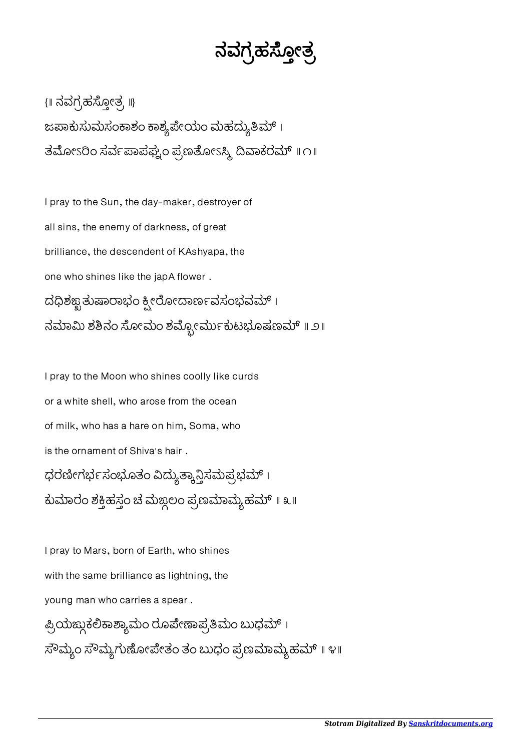# ನವಗ್ರಹಸ್ತೋತ್ರ

{॥ ನವಗ್ರಹಸ್ತೋತ್ರ ॥}

ಜಪಾಕುಸುಮಸಂಕಾಶಂ ಕಾಶ್ಯಪೇಯಂ ಮಹದ್ಯುತಿಮ್ ।
ತಮೋಽರಿಂ ಸರ್ವಪಾಪಘ್ನಂ ಪ್ರಣತೋಽಸ್ಮಿ ದಿವಾಕರಮ್ ॥ ೧॥

I pray to the Sun, the day-maker, destroyer of
all sins, the enemy of darkness, of great
brilliance, the descendent of KAshyapa, the
one who shines like the japA flower .

ದಧಿಶಙ್ಖತುಷಾರಾಭಂ ಕ್ಷೀರೋದಾರ್ಣವಸಂಭವಮ್ ।
ನಮಾಮಿ ಶಶಿನಂ ಸೋಮಂ ಶಮ್ಭೋರ್ಮುಕುಟಭೂಷಣಮ್ ॥ ೨॥

I pray to the Moon who shines coolly like curds
or a white shell, who arose from the ocean
of milk, who has a hare on him, Soma, who
is the ornament of Shiva's hair .

ಧರಣೀಗರ್ಭಸಂಭೂತಂ ವಿದ್ಯುತ್ಕಾನ್ತಿಸಮಪ್ರಭಮ್ ।
ಕುಮಾರಂ ಶಕ್ತಿಹಸ್ತಂ ಚ ಮಙ್ಗಲಂ ಪ್ರಣಮಾಮ್ಯಹಮ್ ॥ ೩॥

I pray to Mars, born of Earth, who shines
with the same brilliance as lightning, the
young man who carries a spear .

ಪ್ರಿಯಙ್ಗುಕಲಿಕಾಶ್ಯಾಮಂ ರೂಪೇಣಾಪ್ರತಿಮಂ ಬುಧಮ್ ।
ಸೌಮ್ಯಂ ಸೌಮ್ಯಗುಣೋಪೇತಂ ತಂ ಬುಧಂ ಪ್ರಣಮಾಮ್ಯಹಮ್ ॥ ೪॥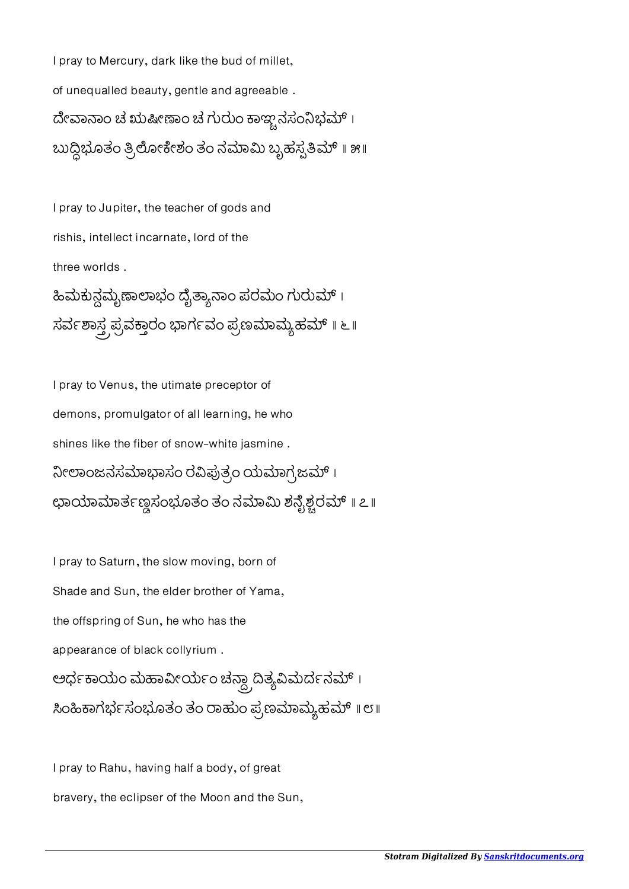I pray to Mercury, dark like the bud of millet,

of unequalled beauty, gentle and agreeable .

ದೇವಾನಾಂ ಚ ಋಷೀಣಾಂ ಚ ಗುರುಂ ಕಾಞ್ಚನಸಂನಿಭಮ್ ।
ಬುದ್ಧಿಭೂತಂ ತ್ರಿಲೋಕೇಶಂ ತಂ ನಮಾಮಿ ಬೃಹಸ್ಪತಿಮ್ ॥ ೫॥

I pray to Jupiter, the teacher of gods and

rishis, intellect incarnate, lord of the

three worlds .

ಹಿಮಕುನ್ದಮೃಣಾಲಾಭಂ ದೈತ್ಯಾನಾಂ ಪರಮಂ ಗುರುಮ್ ।
ಸರ್ವಶಾಸ್ತ್ರ ಪ್ರವಕ್ತಾರಂ ಭಾರ್ಗವಂ ಪ್ರಣಮಾಮ್ಯಹಮ್ ॥ ೬॥

I pray to Venus, the utimate preceptor of

demons, promulgator of all learning, he who

shines like the fiber of snow-white jasmine .

ನೀಲಾಂಜನಸಮಾಭಾಸಂ ರವಿಪುತ್ರಂ ಯಮಾಗ್ರಜಮ್ ।
ಛಾಯಾಮಾರ್ತಣ್ಡಸಂಭೂತಂ ತಂ ನಮಾಮಿ ಶನೈಶ್ಚರಮ್ ॥ ೭॥

I pray to Saturn, the slow moving, born of

Shade and Sun, the elder brother of Yama,

the offspring of Sun, he who has the

appearance of black collyrium .

ಅರ್ಧಕಾಯಂ ಮಹಾವೀರ್ಯಂ ಚನ್ದ್ರಾದಿತ್ಯವಿಮರ್ದನಮ್ ।
ಸಿಂಹಿಕಾಗರ್ಭಸಂಭೂತಂ ತಂ ರಾಹುಂ ಪ್ರಣಮಾಮ್ಯಹಮ್ ॥ ೮॥

I pray to Rahu, having half a body, of great

bravery, the eclipser of the Moon and the Sun,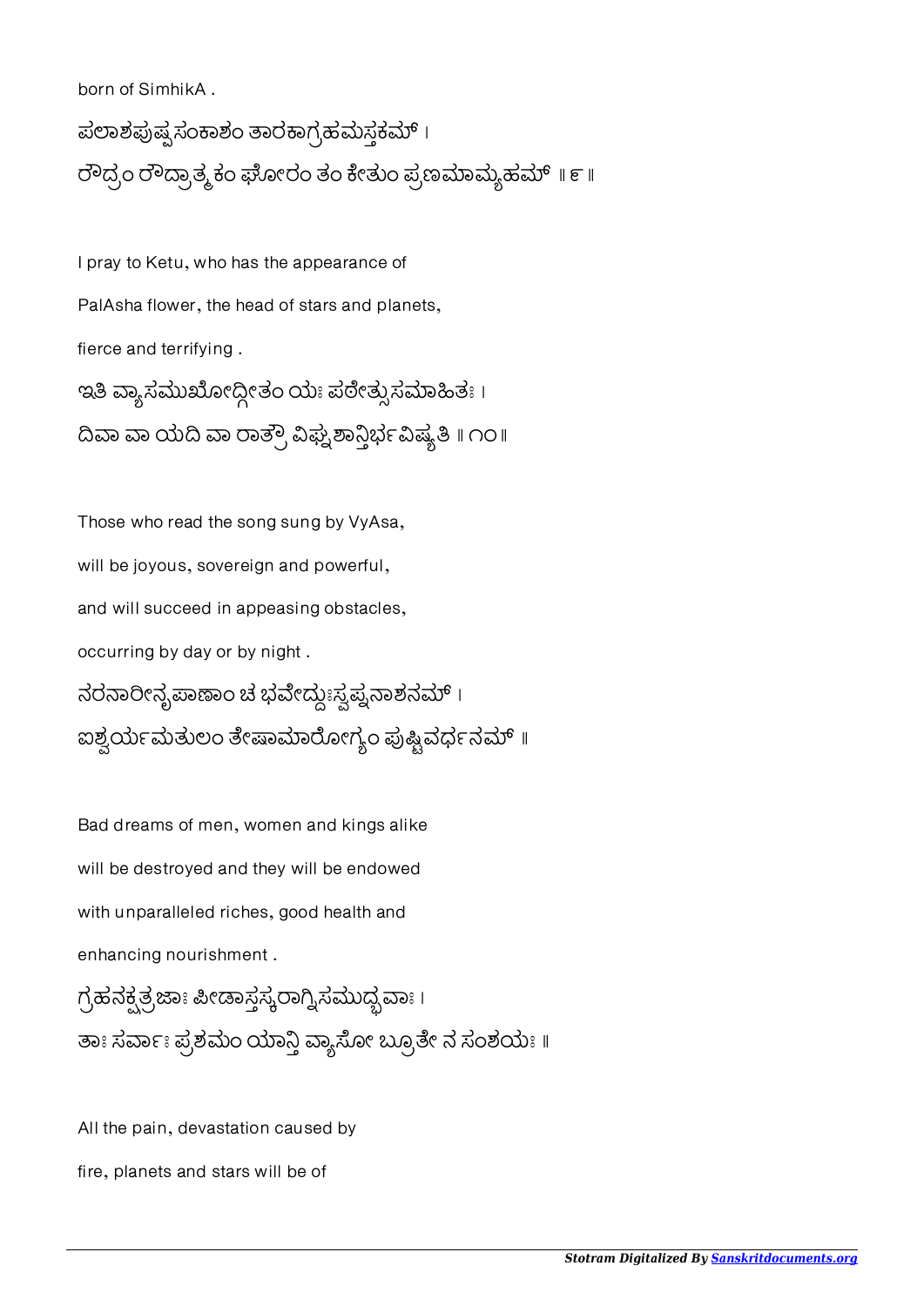born of SimhikA .

ಪಲಾಶಪುಷ್ಪಸಂಕಾಶಂ ತಾರಕಾಗ್ರಹಮಸ್ತಕಮ್ ।
ರೌದ್ರಂ ರೌದ್ರಾತ್ಮಕಂ ಘೋರಂ ತಂ ಕೇತುಂ ಪ್ರಣಮಾಮ್ಯಹಮ್ ॥ ೯ ॥

I pray to Ketu, who has the appearance of
PalAsha flower, the head of stars and planets,
fierce and terrifying .

ಇತಿ ವ್ಯಾಸಮುಖೋದ್ಗೀತಂ ಯಃ ಪಠೇತ್ಸುಸಮಾಹಿತಃ ।
ದಿವಾ ವಾ ಯದಿ ವಾ ರಾತ್ರೌ ವಿಘ್ನಶಾನ್ತಿರ್ಭವಿಷ್ಯತಿ ॥ ೧೦ ॥

Those who read the song sung by VyAsa,
will be joyous, sovereign and powerful,
and will succeed in appeasing obstacles,
occurring by day or by night .

ನರನಾರೀನೃಪಾಣಾಂ ಚ ಭವೇದ್ದುಃಸ್ವಪ್ನನಾಶನಮ್ ।
ಐಶ್ವರ್ಯಮತುಲಂ ತೇಷಾಮಾರೋಗ್ಯಂ ಪುಷ್ಟಿವರ್ಧನಮ್ ॥

Bad dreams of men, women and kings alike
will be destroyed and they will be endowed
with unparalleled riches, good health and
enhancing nourishment .

ಗ್ರಹನಕ್ಷತ್ರಜಾಃ ಪೀಡಾಸ್ತಸ್ಕರಾಗ್ನಿಸಮುದ್ಭವಾಃ ।
ತಾಃ ಸರ್ವಾಃ ಪ್ರಶಮಂ ಯಾನ್ತಿ ವ್ಯಾಸೋ ಬ್ರೂತೇ ನ ಸಂಶಯಃ ॥

All the pain, devastation caused by
fire, planets and stars will be of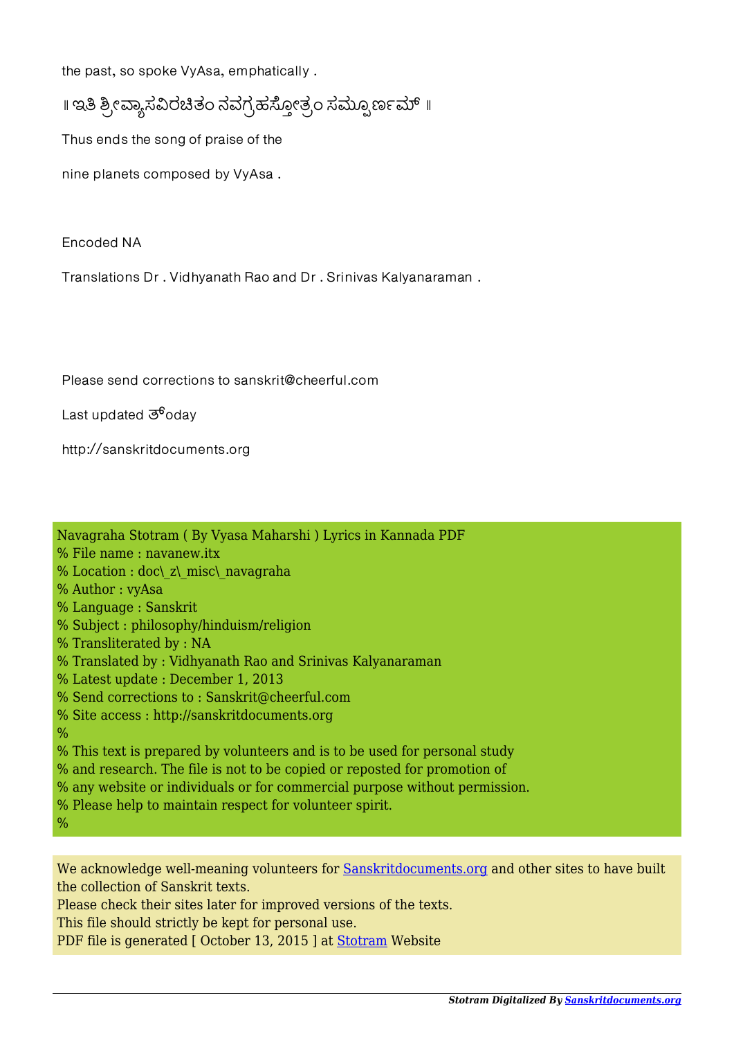the past, so spoke VyAsa, emphatically .

॥ ಇತಿ ಶ್ರೀವ್ಯಾಸವಿರಚಿತಂ ನವಗ್ರಹಸ್ತೋತ್ರಂ ಸಮ್ಪೂರ್ಣಮ್ ॥

Thus ends the song of praise of the

nine planets composed by VyAsa .

Encoded NA

Translations Dr . Vidhyanath Rao and Dr . Srinivas Kalyanaraman .

Please send corrections to sanskrit@cheerful.com

Last updated ತ್oday

http://sanskritdocuments.org

Navagraha Stotram ( By Vyasa Maharshi ) Lyrics in Kannada PDF
% File name : navanew.itx
% Location : doc\_z\_misc\_navagraha
% Author : vyAsa
% Language : Sanskrit
% Subject : philosophy/hinduism/religion
% Transliterated by : NA
% Translated by : Vidhyanath Rao and Srinivas Kalyanaraman
% Latest update : December 1, 2013
% Send corrections to : Sanskrit@cheerful.com
% Site access : http://sanskritdocuments.org
%
% This text is prepared by volunteers and is to be used for personal study
% and research. The file is not to be copied or reposted for promotion of
% any website or individuals or for commercial purpose without permission.
% Please help to maintain respect for volunteer spirit.
%

We acknowledge well-meaning volunteers for Sanskritdocuments.org and other sites to have built the collection of Sanskrit texts.
Please check their sites later for improved versions of the texts.
This file should strictly be kept for personal use.
PDF file is generated [ October 13, 2015 ] at Stotram Website